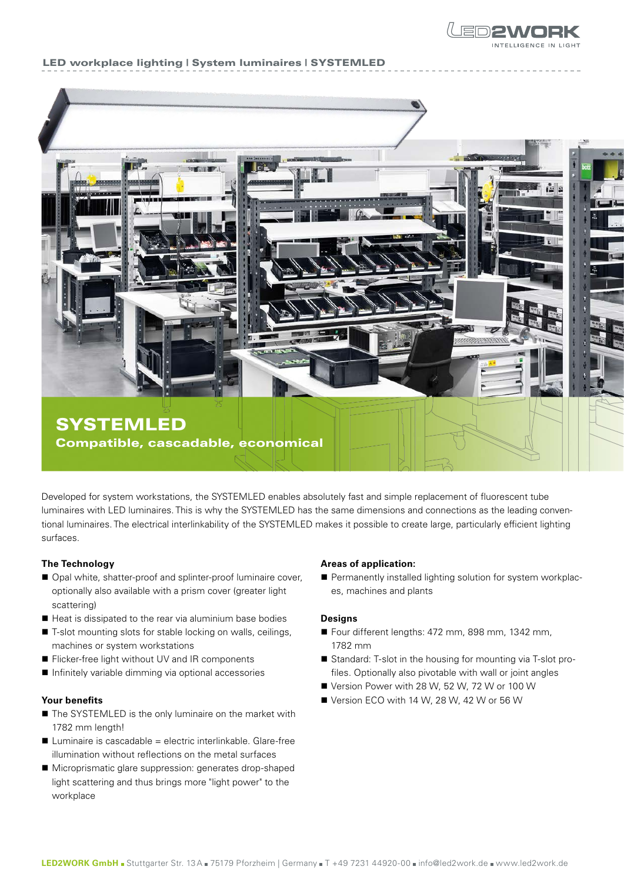LED workplace lighting | System luminaires | SYSTEMLED

# SYSTEMLED

## Compatible, cascadable, economical

Developed for system workstations, the SYSTEMLED enables absolutely fast and simple replacement of fluorescent tube luminaires with LED luminaires. This is why the SYSTEMLED has the same dimensions and connections as the leading conventional luminaires. The electrical interlinkability of the SYSTEMLED makes it possible to create large, particularly efficient lighting surfaces.

### The Technology

- Opal white, shatter-proof and splinter-proof luminaire cover, optionally also available with a prism cover (greater light scattering)
- Heat is dissipated to the rear via aluminium base bodies
- T-slot mounting slots for stable locking on walls, ceilings, machines or system workstations
- Flicker-free light without UV and IR components
- Infinitely variable dimming via optional accessories

### Your benefits

- The SYSTEMLED is the only luminaire on the market with 1782 mm length!
- Luminaire is cascadable = electric interlinkable. Glare-free illumination without reflections on the metal surfaces
- Microprismatic glare suppression: generates drop-shaped light scattering and thus brings more "light power" to the workplace

### Areas of application:

- Permanently installed lighting solution for system workplaces, machines and plants

### Designs

- Four different lengths: 472 mm, 898 mm, 1342 mm, 1782 mm
- Standard: T-slot in the housing for mounting via T-slot profiles. Optionally also pivotable with wall or joint angles
- Version Power with 28 W, 52 W, 72 W or 100 W
- Version ECO with 14 W, 28 W, 42 W or 56 W

**LED2WORK GmbH** ▪ Stuttgarter Str. 13 A ▪ 75179 Pforzheim | Germany ▪ T +49 7231 44920-00 ▪ info@led2work.de ▪ www.led2work.de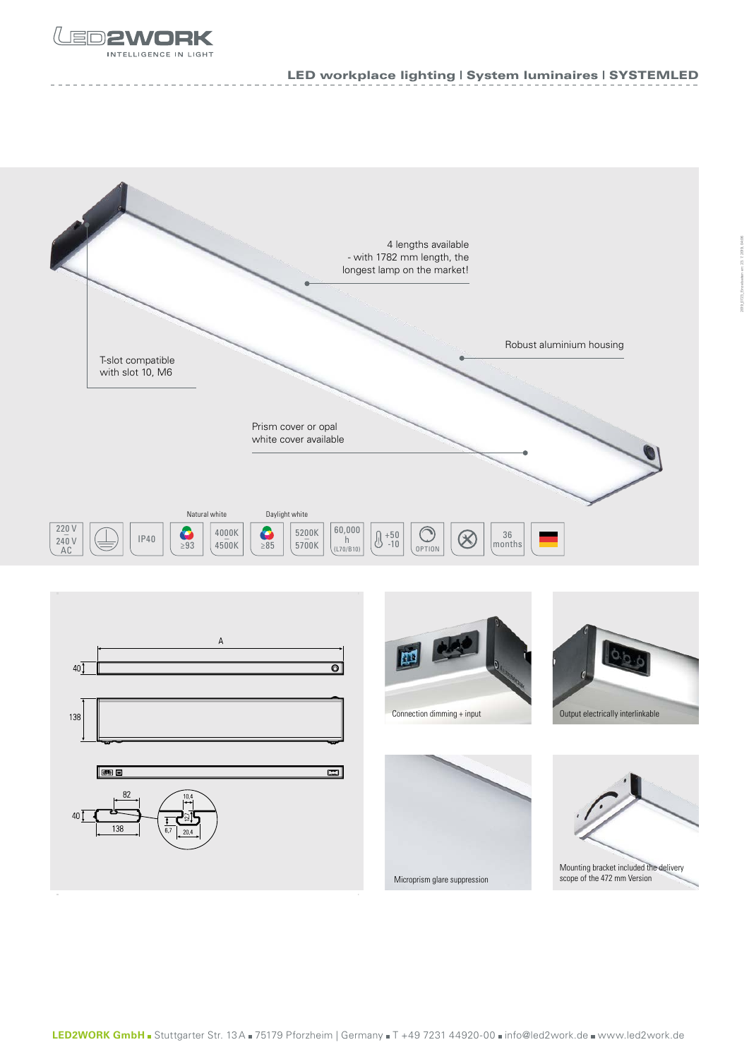## LED workplace lighting | System luminaires | SYSTEMLED

4 lengths available
- with 1782 mm length, the longest lamp on the market!

Robust aluminium housing

T-slot compatible with slot 10, M6

Prism cover or opal white cover available

220 V – 240 V AC

IP40

Natural white

≥93

4000K – 4500K

Daylight white

≥85

5200K – 5700K

60,000 h (L70/B10)

+50 -10

OPTION

36 months

A

40

138

82

10,4

6,7

20,4

Connection dimming + input

Output electrically interlinkable

Microprism glare suppression

Mounting bracket included the delivery scope of the 472 mm Version

**LED2WORK GmbH** ■ Stuttgarter Str. 13A ■ 75179 Pforzheim | Germany ■ T +49 7231 44920-00 ■ info@led2work.de ■ www.led2work.de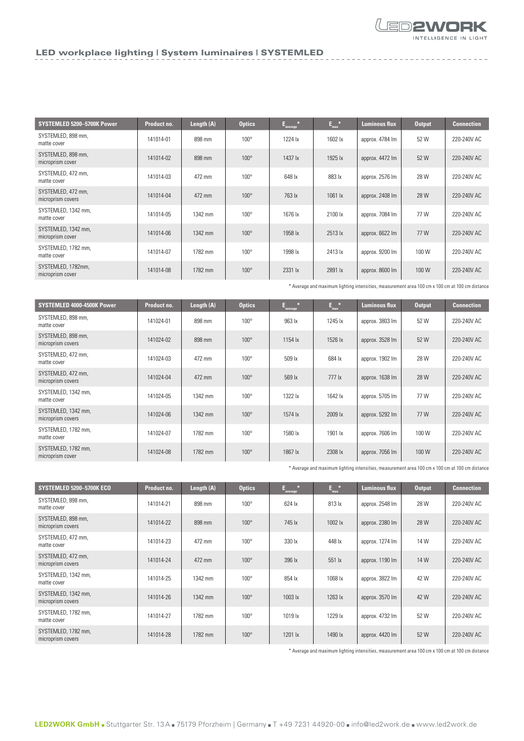## LED workplace lighting | System luminaires | SYSTEMLED

| SYSTEMLED 5200–5700K Power | Product no. | Length (A) | Optics | $E_{average}$* | $E_{max}$* | Luminous flux | Output | Connection |
|---|---|---|---|---|---|---|---|---|
| SYSTEMLED, 898 mm, matte cover | 141014-01 | 898 mm | 100° | 1224 lx | 1602 lx | approx. 4784 lm | 52 W | 220-240V AC |
| SYSTEMLED, 898 mm, microprism cover | 141014-02 | 898 mm | 100° | 1437 lx | 1925 lx | approx. 4472 lm | 52 W | 220-240V AC |
| SYSTEMLED, 472 mm, matte cover | 141014-03 | 472 mm | 100° | 648 lx | 883 lx | approx. 2576 lm | 28 W | 220-240V AC |
| SYSTEMLED, 472 mm, microprism covers | 141014-04 | 472 mm | 100° | 763 lx | 1061 lx | approx. 2408 lm | 28 W | 220-240V AC |
| SYSTEMLED, 1342 mm, matte cover | 141014-05 | 1342 mm | 100° | 1676 lx | 2100 lx | approx. 7084 lm | 77 W | 220-240V AC |
| SYSTEMLED, 1342 mm, microprism cover | 141014-06 | 1342 mm | 100° | 1958 lx | 2513 lx | approx. 6622 lm | 77 W | 220-240V AC |
| SYSTEMLED, 1782 mm, matte cover | 141014-07 | 1782 mm | 100° | 1998 lx | 2413 lx | approx. 9200 lm | 100 W | 220-240V AC |
| SYSTEMLED, 1782mm, microprism cover | 141014-08 | 1782 mm | 100° | 2331 lx | 2891 lx | approx. 8600 lm | 100 W | 220-240V AC |

* Average and maximum lighting intensities, measurement area 100 cm x 100 cm at 100 cm distance

| SYSTEMLED 4000-4500K Power | Product no. | Length (A) | Optics | $E_{average}$* | $E_{max}$* | Luminous flux | Output | Connection |
|---|---|---|---|---|---|---|---|---|
| SYSTEMLED, 898 mm, matte cover | 141024-01 | 898 mm | 100° | 963 lx | 1245 lx | approx. 3803 lm | 52 W | 220-240V AC |
| SYSTEMLED, 898 mm, microprism covers | 141024-02 | 898 mm | 100° | 1154 lx | 1526 lx | approx. 3528 lm | 52 W | 220-240V AC |
| SYSTEMLED, 472 mm, matte cover | 141024-03 | 472 mm | 100° | 509 lx | 684 lx | approx. 1902 lm | 28 W | 220-240V AC |
| SYSTEMLED, 472 mm, microprism covers | 141024-04 | 472 mm | 100° | 569 lx | 777 lx | approx. 1638 lm | 28 W | 220-240V AC |
| SYSTEMLED, 1342 mm, matte cover | 141024-05 | 1342 mm | 100° | 1322 lx | 1642 lx | approx. 5705 lm | 77 W | 220-240V AC |
| SYSTEMLED, 1342 mm, microprism covers | 141024-06 | 1342 mm | 100° | 1574 lx | 2009 lx | approx. 5292 lm | 77 W | 220-240V AC |
| SYSTEMLED, 1782 mm, matte cover | 141024-07 | 1782 mm | 100° | 1580 lx | 1901 lx | approx. 7606 lm | 100 W | 220-240V AC |
| SYSTEMLED, 1782 mm, microprism cover | 141024-08 | 1782 mm | 100° | 1867 lx | 2308 lx | approx. 7056 lm | 100 W | 220-240V AC |

* Average and maximum lighting intensities, measurement area 100 cm x 100 cm at 100 cm distance

| SYSTEMLED 5200–5700K ECO | Product no. | Length (A) | Optics | $E_{average}$* | $E_{max}$* | Luminous flux | Output | Connection |
|---|---|---|---|---|---|---|---|---|
| SYSTEMLED, 898 mm, matte cover | 141014-21 | 898 mm | 100° | 624 lx | 813 lx | approx. 2548 lm | 28 W | 220-240V AC |
| SYSTEMLED, 898 mm, microprism covers | 141014-22 | 898 mm | 100° | 745 lx | 1002 lx | approx. 2380 lm | 28 W | 220-240V AC |
| SYSTEMLED, 472 mm, matte cover | 141014-23 | 472 mm | 100° | 330 lx | 448 lx | approx. 1274 lm | 14 W | 220-240V AC |
| SYSTEMLED, 472 mm, microprism covers | 141014-24 | 472 mm | 100° | 396 lx | 551 lx | approx. 1190 lm | 14 W | 220-240V AC |
| SYSTEMLED, 1342 mm, matte cover | 141014-25 | 1342 mm | 100° | 854 lx | 1068 lx | approx. 3822 lm | 42 W | 220-240V AC |
| SYSTEMLED, 1342 mm, microprism covers | 141014-26 | 1342 mm | 100° | 1003 lx | 1263 lx | approx. 3570 lm | 42 W | 220-240V AC |
| SYSTEMLED, 1782 mm, matte cover | 141014-27 | 1782 mm | 100° | 1019 lx | 1229 lx | approx. 4732 lm | 52 W | 220-240V AC |
| SYSTEMLED, 1782 mm, microprism covers | 141014-28 | 1782 mm | 100° | 1201 lx | 1490 lx | approx. 4420 lm | 52 W | 220-240V AC |

* Average and maximum lighting intensities, measurement area 100 cm x 100 cm at 100 cm distance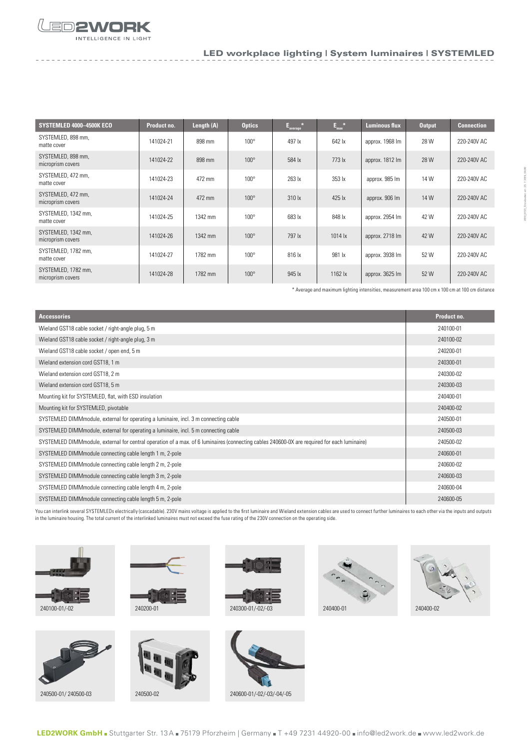# LED workplace lighting | System luminaires | SYSTEMLED

| SYSTEMLED 4000–4500K ECO | Product no. | Length (A) | Optics | $E_{average}$ * | $E_{max}$ * | Luminous flux | Output | Connection |
|---|---|---|---|---|---|---|---|---|
| SYSTEMLED, 898 mm, matte cover | 141024-21 | 898 mm | 100° | 497 lx | 642 lx | approx. 1968 lm | 28 W | 220-240V AC |
| SYSTEMLED, 898 mm, microprism covers | 141024-22 | 898 mm | 100° | 584 lx | 773 lx | approx. 1812 lm | 28 W | 220-240V AC |
| SYSTEMLED, 472 mm, matte cover | 141024-23 | 472 mm | 100° | 263 lx | 353 lx | approx. 985 lm | 14 W | 220-240V AC |
| SYSTEMLED, 472 mm, microprism covers | 141024-24 | 472 mm | 100° | 310 lx | 425 lx | approx. 906 lm | 14 W | 220-240V AC |
| SYSTEMLED, 1342 mm, matte cover | 141024-25 | 1342 mm | 100° | 683 lx | 848 lx | approx. 2954 lm | 42 W | 220-240V AC |
| SYSTEMLED, 1342 mm, microprism covers | 141024-26 | 1342 mm | 100° | 797 lx | 1014 lx | approx. 2718 lm | 42 W | 220-240V AC |
| SYSTEMLED, 1782 mm, matte cover | 141024-27 | 1782 mm | 100° | 816 lx | 981 lx | approx. 3938 lm | 52 W | 220-240V AC |
| SYSTEMLED, 1782 mm, microprism covers | 141024-28 | 1782 mm | 100° | 945 lx | 1162 lx | approx. 3625 lm | 52 W | 220-240V AC |

* Average and maximum lighting intensities, measurement area 100 cm x 100 cm at 100 cm distance

| Accessories | Product no. |
|---|---|
| Wieland GST18 cable socket / right-angle plug, 5 m | 240100-01 |
| Wieland GST18 cable socket / right-angle plug, 3 m | 240100-02 |
| Wieland GST18 cable socket / open end, 5 m | 240200-01 |
| Wieland extension cord GST18, 1 m | 240300-01 |
| Wieland extension cord GST18, 2 m | 240300-02 |
| Wieland extension cord GST18, 5 m | 240300-03 |
| Mounting kit for SYSTEMLED, flat, with ESD insulation | 240400-01 |
| Mounting kit for SYSTEMLED, pivotable | 240400-02 |
| SYSTEMLED DIMMmodule, external for operating a luminaire, incl. 3 m connecting cable | 240500-01 |
| SYSTEMLED DIMMmodule, external for operating a luminaire, incl. 5 m connecting cable | 240500-03 |
| SYSTEMLED DIMMmodule, external for central operation of a max. of 6 luminaires (connecting cables 240600-0X are required for each luminaire) | 240500-02 |
| SYSTEMLED DIMMmodule connecting cable length 1 m, 2-pole | 240600-01 |
| SYSTEMLED DIMMmodule connecting cable length 2 m, 2-pole | 240600-02 |
| SYSTEMLED DIMMmodule connecting cable length 3 m, 2-pole | 240600-03 |
| SYSTEMLED DIMMmodule connecting cable length 4 m, 2-pole | 240600-04 |
| SYSTEMLED DIMMmodule connecting cable length 5 m, 2-pole | 240600-05 |

You can interlink several SYSTEMLEDs electrically (cascadable). 230V mains voltage is applied to the first luminaire and Wieland extension cables are used to connect further luminaires to each other via the inputs and outputs in the luminaire housing. The total current of the interlinked luminaires must not exceed the fuse rating of the 230V connection on the operating side.

240100-01/-02

240200-01

240300-01/-02/-03

240400-01

240400-02

240500-01/ 240500-03

240500-02

240600-01/-02/-03/-04/-05

**LED2WORK GmbH** ▪ Stuttgarter Str. 13A ▪ 75179 Pforzheim | Germany ▪ T +49 7231 44920-00 ▪ info@led2work.de ▪ www.led2work.de